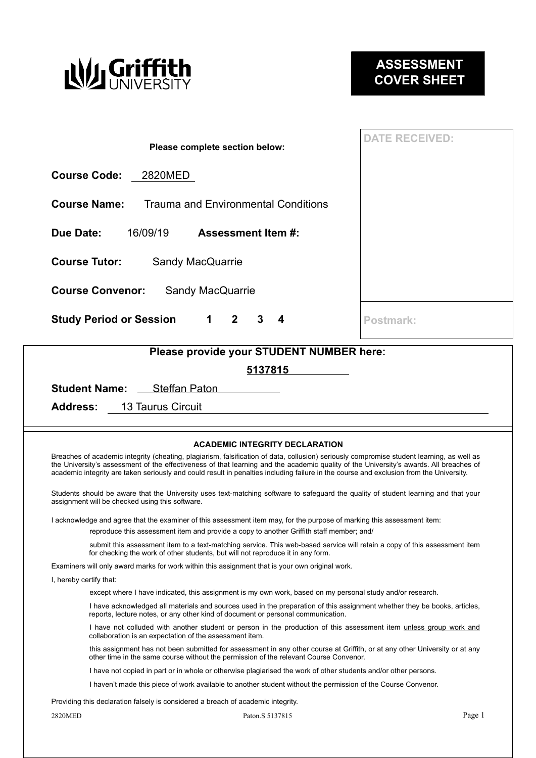Griffith UNIVERSITY

# ASSESSMENT COVER SHEET

**Please complete section below:**

**Course Code:** 2820MED

**Course Name:** Trauma and Environmental Conditions

**Due Date:** 16/09/19 **Assessment Item #:**

**Course Tutor:** Sandy MacQuarrie

**Course Convenor:** Sandy MacQuarrie

**Study Period or Session** 1 2 3 4

**DATE RECEIVED:**

**Postmark:**

**Please provide your STUDENT NUMBER here:**

**5137815**

**Student Name:** Steffan Paton

**Address:** 13 Taurus Circuit

## ACADEMIC INTEGRITY DECLARATION

Breaches of academic integrity (cheating, plagiarism, falsification of data, collusion) seriously compromise student learning, as well as the University's assessment of the effectiveness of that learning and the academic quality of the University's awards. All breaches of academic integrity are taken seriously and could result in penalties including failure in the course and exclusion from the University.

Students should be aware that the University uses text-matching software to safeguard the quality of student learning and that your assignment will be checked using this software.

I acknowledge and agree that the examiner of this assessment item may, for the purpose of marking this assessment item:

reproduce this assessment item and provide a copy to another Griffith staff member; and/

submit this assessment item to a text-matching service. This web-based service will retain a copy of this assessment item for checking the work of other students, but will not reproduce it in any form.

Examiners will only award marks for work within this assignment that is your own original work.

I, hereby certify that:

except where I have indicated, this assignment is my own work, based on my personal study and/or research.

I have acknowledged all materials and sources used in the preparation of this assignment whether they be books, articles, reports, lecture notes, or any other kind of document or personal communication.

I have not colluded with another student or person in the production of this assessment item unless group work and collaboration is an expectation of the assessment item.

this assignment has not been submitted for assessment in any other course at Griffith, or at any other University or at any other time in the same course without the permission of the relevant Course Convenor.

I have not copied in part or in whole or otherwise plagiarised the work of other students and/or other persons.

I haven't made this piece of work available to another student without the permission of the Course Convenor.

Providing this declaration falsely is considered a breach of academic integrity.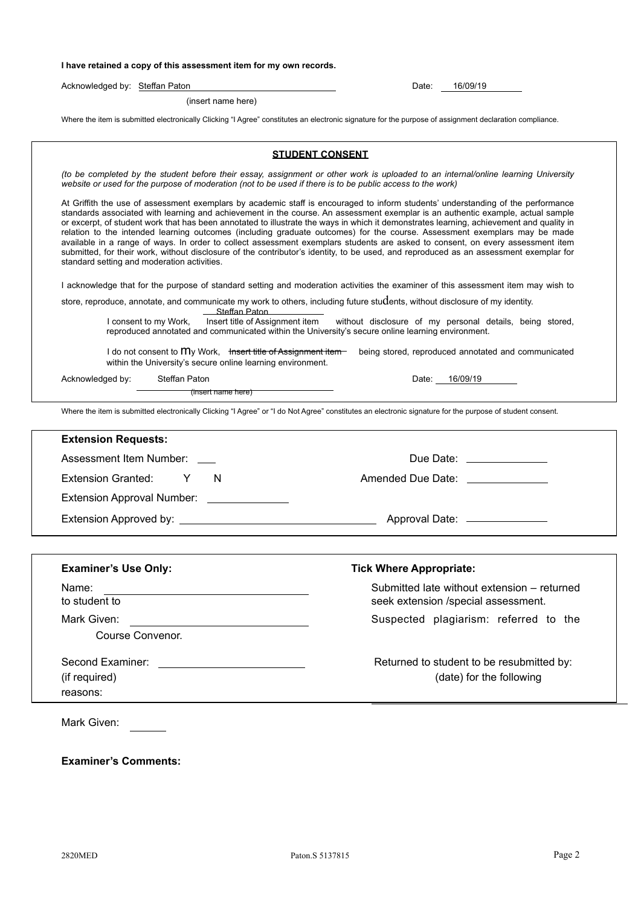**I have retained a copy of this assessment item for my own records.**

Acknowledged by: Steffan Paton Date: 16/09/19

(insert name here)

Where the item is submitted electronically Clicking "I Agree" constitutes an electronic signature for the purpose of assignment declaration compliance.

## STUDENT CONSENT

*(to be completed by the student before their essay, assignment or other work is uploaded to an internal/online learning University website or used for the purpose of moderation (not to be used if there is to be public access to the work)*

At Griffith the use of assessment exemplars by academic staff is encouraged to inform students' understanding of the performance standards associated with learning and achievement in the course. An assessment exemplar is an authentic example, actual sample or excerpt, of student work that has been annotated to illustrate the ways in which it demonstrates learning, achievement and quality in relation to the intended learning outcomes (including graduate outcomes) for the course. Assessment exemplars may be made available in a range of ways. In order to collect assessment exemplars students are asked to consent, on every assessment item submitted, for their work, without disclosure of the contributor's identity, to be used, and reproduced as an assessment exemplar for standard setting and moderation activities.

I acknowledge that for the purpose of standard setting and moderation activities the examiner of this assessment item may wish to store, reproduce, annotate, and communicate my work to others, including future students, without disclosure of my identity.

Steffan Paton

I consent to my Work, Insert title of Assignment item without disclosure of my personal details, being stored, reproduced annotated and communicated within the University's secure online learning environment.

I do not consent to my Work, ~~Insert title of Assignment item~~ being stored, reproduced annotated and communicated within the University's secure online learning environment.

Acknowledged by: Steffan Paton Date: 16/09/19

~~(insert name here)~~

Where the item is submitted electronically Clicking "I Agree" or "I do Not Agree" constitutes an electronic signature for the purpose of student consent.

**Extension Requests:**

Assessment Item Number: ___ Due Date: ___

Extension Granted: Y N Amended Due Date: ___

Extension Approval Number: ___

Extension Approved by: ___ Approval Date: ___

**Examiner's Use Only:**

Name: ___

Mark Given: ___

Second Examiner: ___
(if required)

**Tick Where Appropriate:**

Submitted late without extension – returned to student to seek extension /special assessment.

Suspected plagiarism: referred to the Course Convenor.

Returned to student to be resubmitted by: (date) for the following reasons:

Mark Given: ___

**Examiner's Comments:**

2820MED Paton.S 5137815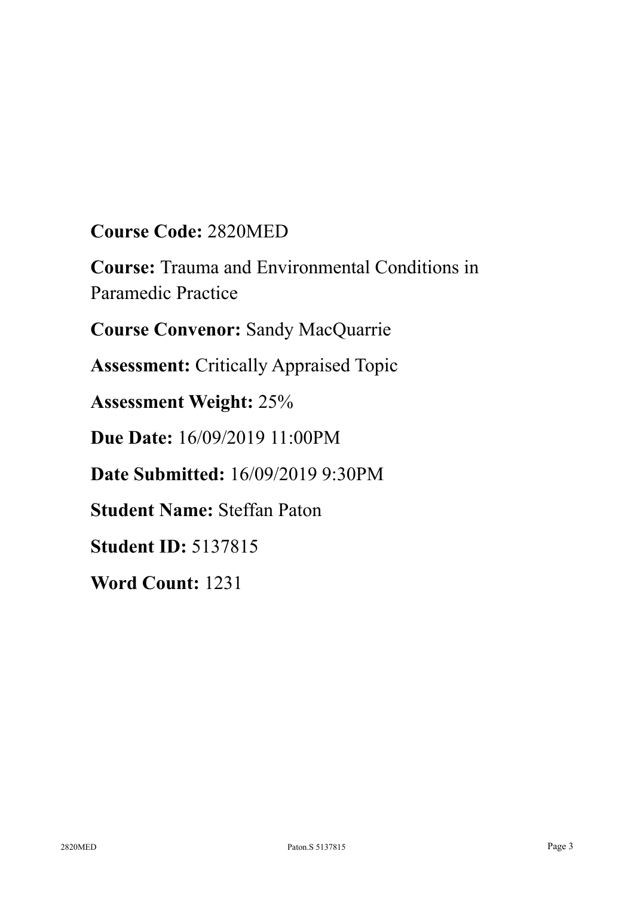**Course Code:** 2820MED

**Course:** Trauma and Environmental Conditions in Paramedic Practice

**Course Convenor:** Sandy MacQuarrie

**Assessment:** Critically Appraised Topic

**Assessment Weight:** 25%

**Due Date:** 16/09/2019 11:00PM

**Date Submitted:** 16/09/2019 9:30PM

**Student Name:** Steffan Paton

**Student ID:** 5137815

**Word Count:** 1231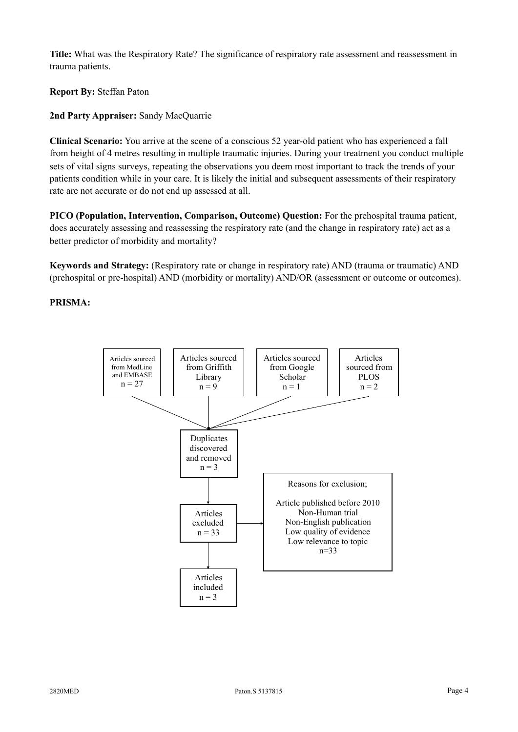**Title:** What was the Respiratory Rate? The significance of respiratory rate assessment and reassessment in trauma patients.

**Report By:** Steffan Paton

**2nd Party Appraiser:** Sandy MacQuarrie

**Clinical Scenario:** You arrive at the scene of a conscious 52 year-old patient who has experienced a fall from height of 4 metres resulting in multiple traumatic injuries. During your treatment you conduct multiple sets of vital signs surveys, repeating the observations you deem most important to track the trends of your patients condition while in your care. It is likely the initial and subsequent assessments of their respiratory rate are not accurate or do not end up assessed at all.

**PICO (Population, Intervention, Comparison, Outcome) Question:** For the prehospital trauma patient, does accurately assessing and reassessing the respiratory rate (and the change in respiratory rate) act as a better predictor of morbidity and mortality?

**Keywords and Strategy:** (Respiratory rate or change in respiratory rate) AND (trauma or traumatic) AND (prehospital or pre-hospital) AND (morbidity or mortality) AND/OR (assessment or outcome or outcomes).

**PRISMA:**

Articles sourced from MedLine and EMBASE n = 27

Articles sourced from Griffith Library n = 9

Articles sourced from Google Scholar n = 1

Articles sourced from PLOS n = 2

Duplicates discovered and removed n = 3

Articles excluded n = 33

Reasons for exclusion;

Article published before 2010
Non-Human trial
Non-English publication
Low quality of evidence
Low relevance to topic
n=33

Articles included n = 3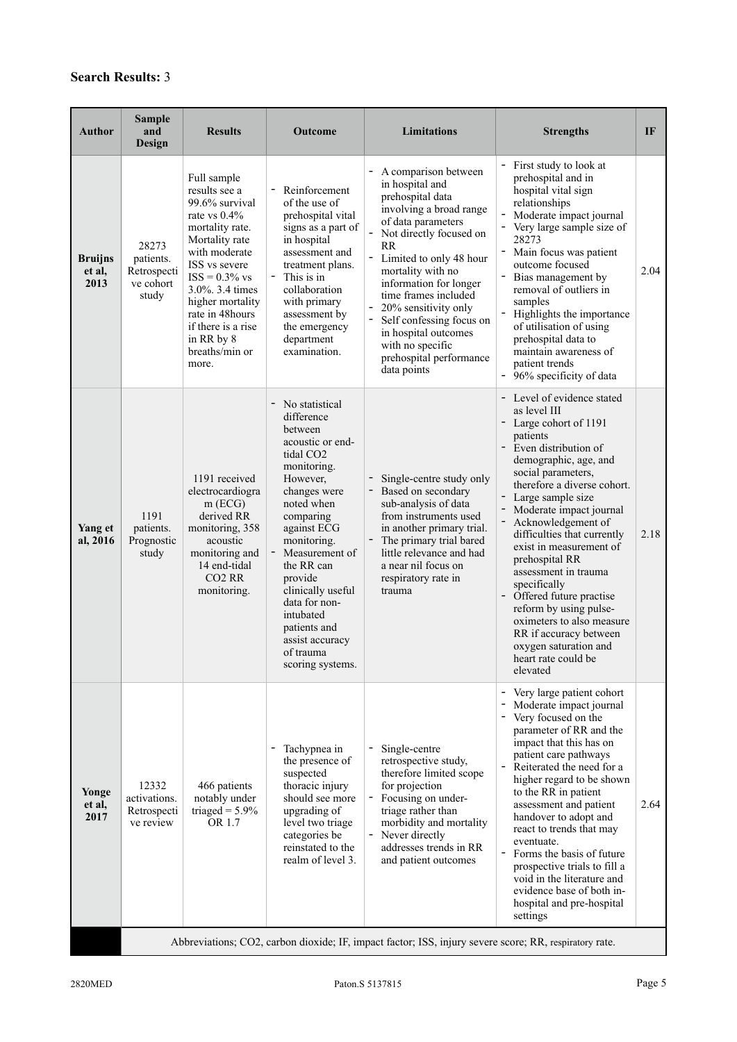**Search Results:** 3

| Author | Sample and Design | Results | Outcome | Limitations | Strengths | IF |
|---|---|---|---|---|---|---|
| **Bruijns et al, 2013** | 28273 patients. Retrospective cohort study | Full sample results see a 99.6% survival rate vs 0.4% mortality rate. Mortality rate with moderate ISS vs severe ISS = 0.3% vs 3.0%. 3.4 times higher mortality rate in 48hours if there is a rise in RR by 8 breaths/min or more. | - Reinforcement of the use of prehospital vital signs as a part of in hospital assessment and treatment plans. - This is in collaboration with primary assessment by the emergency department examination. | - A comparison between in hospital and prehospital data involving a broad range of data parameters - Not directly focused on RR - Limited to only 48 hour mortality with no information for longer time frames included - 20% sensitivity only - Self confessing focus on in hospital outcomes with no specific prehospital performance data points | - First study to look at prehospital and in hospital vital sign relationships - Moderate impact journal - Very large sample size of 28273 - Main focus was patient outcome focused - Bias management by removal of outliers in samples - Highlights the importance of utilisation of using prehospital data to maintain awareness of patient trends - 96% specificity of data | 2.04 |
| **Yang et al, 2016** | 1191 patients. Prognostic study | 1191 received electrocardiogram (ECG) derived RR monitoring, 358 acoustic monitoring and 14 end-tidal $CO_2$ RR monitoring. | - No statistical difference between acoustic or end-tidal $CO_2$ monitoring. However, changes were noted when comparing against ECG monitoring. - Measurement of the RR can provide clinically useful data for non-intubated patients and assist accuracy of trauma scoring systems. | - Single-centre study only - Based on secondary sub-analysis of data from instruments used in another primary trial. - The primary trial bared little relevance and had a near nil focus on respiratory rate in trauma | - Level of evidence stated as level III - Large cohort of 1191 patients - Even distribution of demographic, age, and social parameters, therefore a diverse cohort. - Large sample size - Moderate impact journal - Acknowledgement of difficulties that currently exist in measurement of prehospital RR assessment in trauma specifically - Offered future practise reform by using pulse-oximeters to also measure RR if accuracy between oxygen saturation and heart rate could be elevated | 2.18 |
| **Yonge et al, 2017** | 12332 activations. Retrospective review | 466 patients notably under triaged = 5.9% OR 1.7 | - Tachypnea in the presence of suspected thoracic injury should see more upgrading of level two triage categories be reinstated to the realm of level 3. | - Single-centre retrospective study, therefore limited scope for projection - Focusing on under-triage rather than morbidity and mortality - Never directly addresses trends in RR and patient outcomes | - Very large patient cohort - Moderate impact journal - Very focused on the parameter of RR and the impact that this has on patient care pathways - Reiterated the need for a higher regard to be shown to the RR in patient assessment and patient handover to adopt and react to trends that may eventuate. - Forms the basis of future prospective trials to fill a void in the literature and evidence base of both in-hospital and pre-hospital settings | 2.64 |
| | Abbreviations; $CO_2$, carbon dioxide; IF, impact factor; ISS, injury severe score; RR, respiratory rate. | | | | | |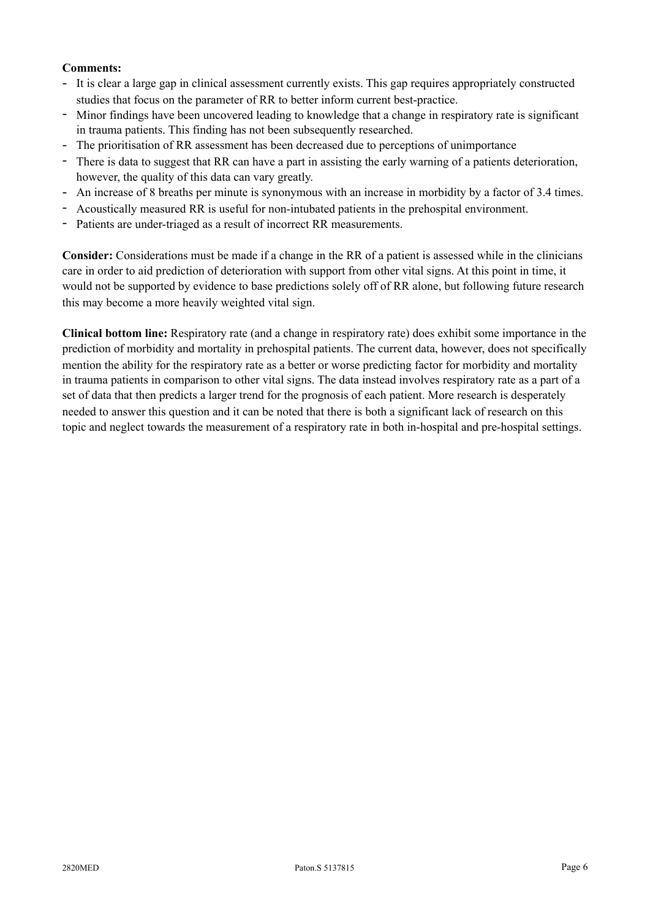**Comments:**

- It is clear a large gap in clinical assessment currently exists. This gap requires appropriately constructed studies that focus on the parameter of RR to better inform current best-practice.
- Minor findings have been uncovered leading to knowledge that a change in respiratory rate is significant in trauma patients. This finding has not been subsequently researched.
- The prioritisation of RR assessment has been decreased due to perceptions of unimportance
- There is data to suggest that RR can have a part in assisting the early warning of a patients deterioration, however, the quality of this data can vary greatly.
- An increase of 8 breaths per minute is synonymous with an increase in morbidity by a factor of 3.4 times.
- Acoustically measured RR is useful for non-intubated patients in the prehospital environment.
- Patients are under-triaged as a result of incorrect RR measurements.

**Consider:** Considerations must be made if a change in the RR of a patient is assessed while in the clinicians care in order to aid prediction of deterioration with support from other vital signs. At this point in time, it would not be supported by evidence to base predictions solely off of RR alone, but following future research this may become a more heavily weighted vital sign.

**Clinical bottom line:** Respiratory rate (and a change in respiratory rate) does exhibit some importance in the prediction of morbidity and mortality in prehospital patients. The current data, however, does not specifically mention the ability for the respiratory rate as a better or worse predicting factor for morbidity and mortality in trauma patients in comparison to other vital signs. The data instead involves respiratory rate as a part of a set of data that then predicts a larger trend for the prognosis of each patient. More research is desperately needed to answer this question and it can be noted that there is both a significant lack of research on this topic and neglect towards the measurement of a respiratory rate in both in-hospital and pre-hospital settings.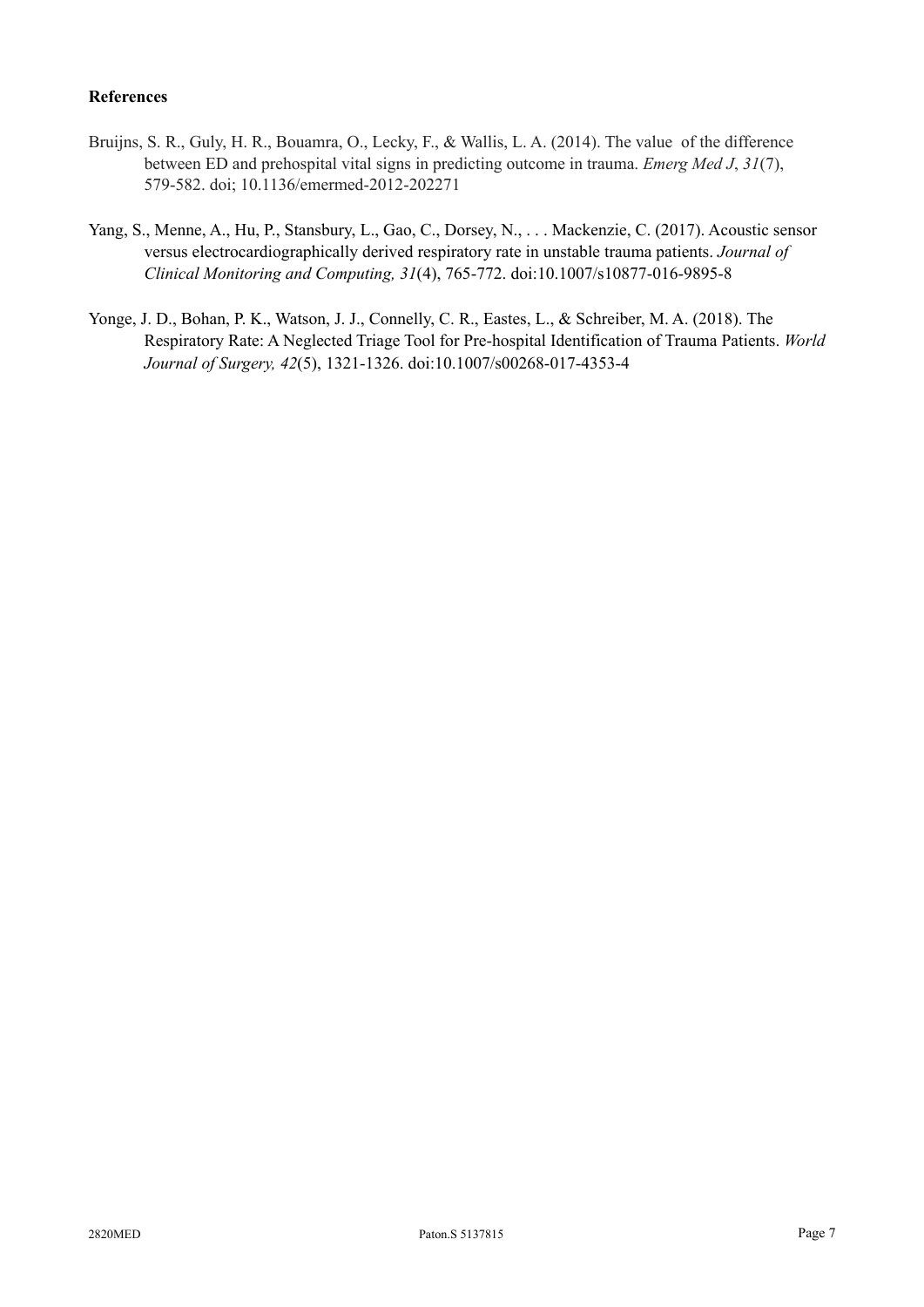**References**

Bruijns, S. R., Guly, H. R., Bouamra, O., Lecky, F., & Wallis, L. A. (2014). The value of the difference between ED and prehospital vital signs in predicting outcome in trauma. *Emerg Med J*, *31*(7), 579-582. doi; 10.1136/emermed-2012-202271

Yang, S., Menne, A., Hu, P., Stansbury, L., Gao, C., Dorsey, N., . . . Mackenzie, C. (2017). Acoustic sensor versus electrocardiographically derived respiratory rate in unstable trauma patients. *Journal of Clinical Monitoring and Computing, 31*(4), 765-772. doi:10.1007/s10877-016-9895-8

Yonge, J. D., Bohan, P. K., Watson, J. J., Connelly, C. R., Eastes, L., & Schreiber, M. A. (2018). The Respiratory Rate: A Neglected Triage Tool for Pre-hospital Identification of Trauma Patients. *World Journal of Surgery, 42*(5), 1321-1326. doi:10.1007/s00268-017-4353-4